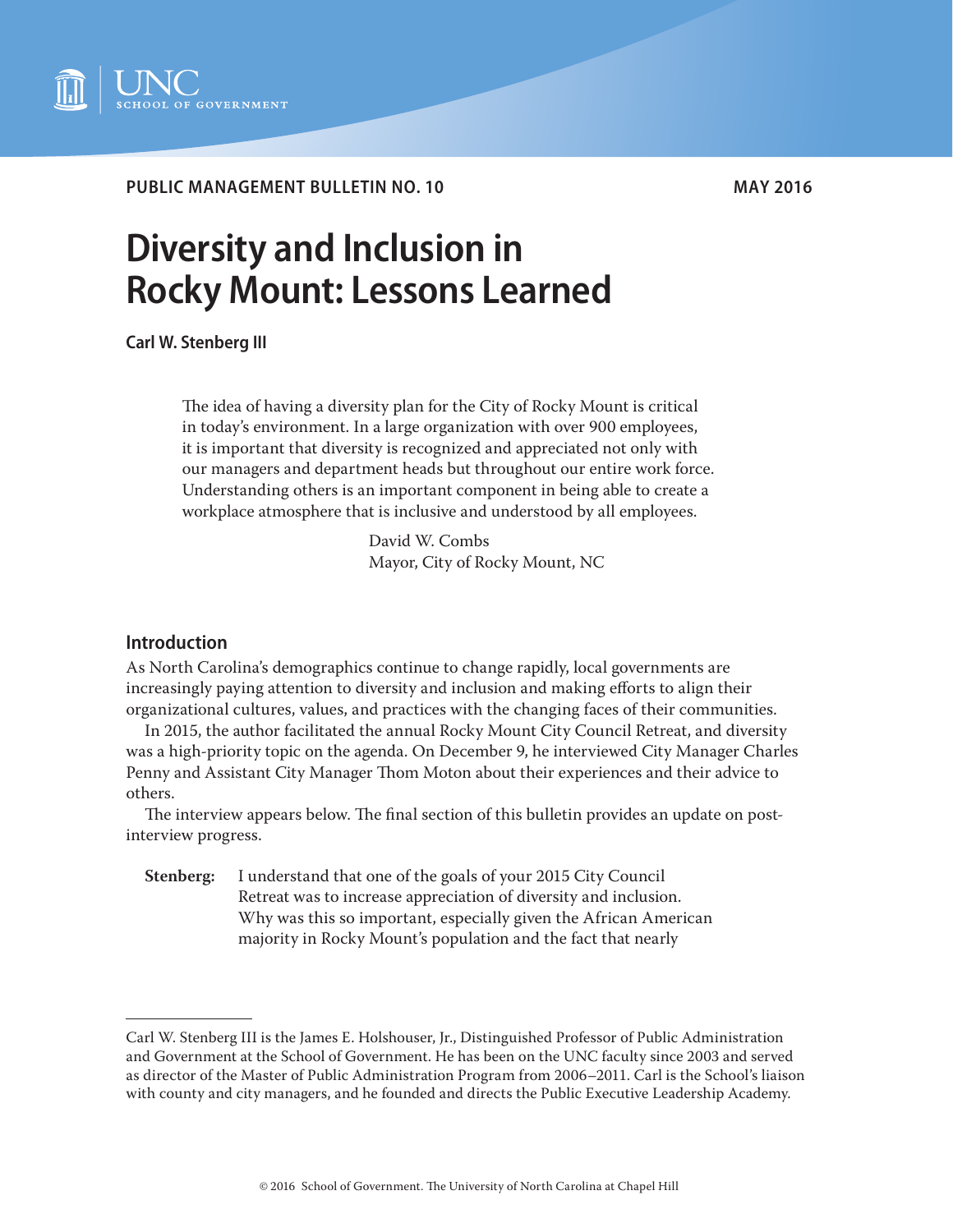UNC SCHOOL OF GOVERNMENT

**PUBLIC MANAGEMENT BULLETIN NO. 10** **MAY 2016**

# Diversity and Inclusion in Rocky Mount: Lessons Learned

**Carl W. Stenberg III**

> The idea of having a diversity plan for the City of Rocky Mount is critical in today's environment. In a large organization with over 900 employees, it is important that diversity is recognized and appreciated not only with our managers and department heads but throughout our entire work force. Understanding others is an important component in being able to create a workplace atmosphere that is inclusive and understood by all employees.
>
> David W. Combs
> Mayor, City of Rocky Mount, NC

## Introduction

As North Carolina's demographics continue to change rapidly, local governments are increasingly paying attention to diversity and inclusion and making efforts to align their organizational cultures, values, and practices with the changing faces of their communities.

In 2015, the author facilitated the annual Rocky Mount City Council Retreat, and diversity was a high-priority topic on the agenda. On December 9, he interviewed City Manager Charles Penny and Assistant City Manager Thom Moton about their experiences and their advice to others.

The interview appears below. The final section of this bulletin provides an update on post-interview progress.

**Stenberg:** I understand that one of the goals of your 2015 City Council Retreat was to increase appreciation of diversity and inclusion. Why was this so important, especially given the African American majority in Rocky Mount's population and the fact that nearly

---

Carl W. Stenberg III is the James E. Holshouser, Jr., Distinguished Professor of Public Administration and Government at the School of Government. He has been on the UNC faculty since 2003 and served as director of the Master of Public Administration Program from 2006–2011. Carl is the School's liaison with county and city managers, and he founded and directs the Public Executive Leadership Academy.

© 2016 School of Government. The University of North Carolina at Chapel Hill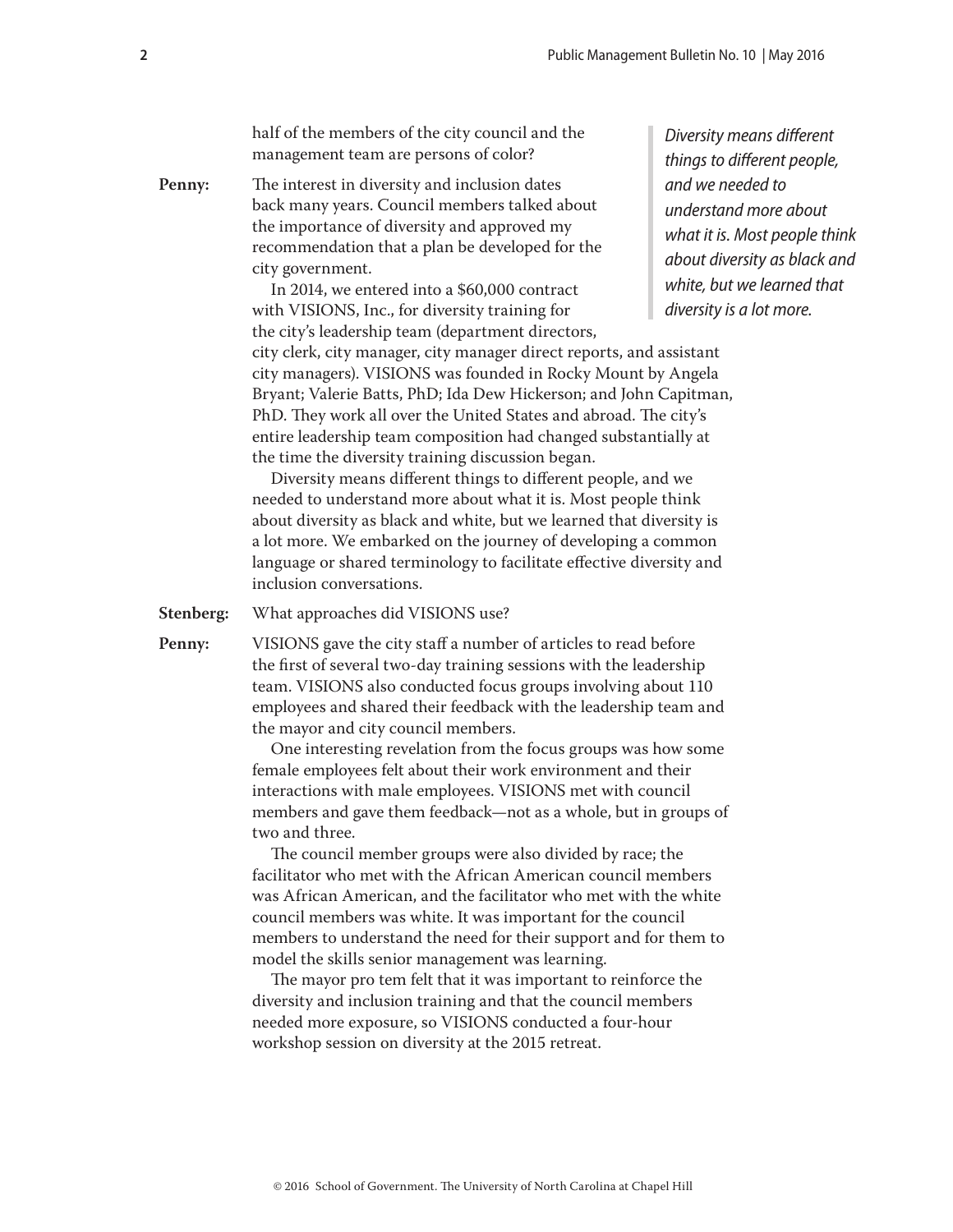half of the members of the city council and the management team are persons of color?

**Penny:** The interest in diversity and inclusion dates back many years. Council members talked about the importance of diversity and approved my recommendation that a plan be developed for the city government.

In 2014, we entered into a $60,000 contract with VISIONS, Inc., for diversity training for the city's leadership team (department directors, city clerk, city manager, city manager direct reports, and assistant city managers). VISIONS was founded in Rocky Mount by Angela Bryant; Valerie Batts, PhD; Ida Dew Hickerson; and John Capitman, PhD. They work all over the United States and abroad. The city's entire leadership team composition had changed substantially at the time the diversity training discussion began.

Diversity means different things to different people, and we needed to understand more about what it is. Most people think about diversity as black and white, but we learned that diversity is a lot more. We embarked on the journey of developing a common language or shared terminology to facilitate effective diversity and inclusion conversations.

> *Diversity means different things to different people, and we needed to understand more about what it is. Most people think about diversity as black and white, but we learned that diversity is a lot more.*

**Stenberg:** What approaches did VISIONS use?

**Penny:** VISIONS gave the city staff a number of articles to read before the first of several two-day training sessions with the leadership team. VISIONS also conducted focus groups involving about 110 employees and shared their feedback with the leadership team and the mayor and city council members.

One interesting revelation from the focus groups was how some female employees felt about their work environment and their interactions with male employees. VISIONS met with council members and gave them feedback—not as a whole, but in groups of two and three.

The council member groups were also divided by race; the facilitator who met with the African American council members was African American, and the facilitator who met with the white council members was white. It was important for the council members to understand the need for their support and for them to model the skills senior management was learning.

The mayor pro tem felt that it was important to reinforce the diversity and inclusion training and that the council members needed more exposure, so VISIONS conducted a four-hour workshop session on diversity at the 2015 retreat.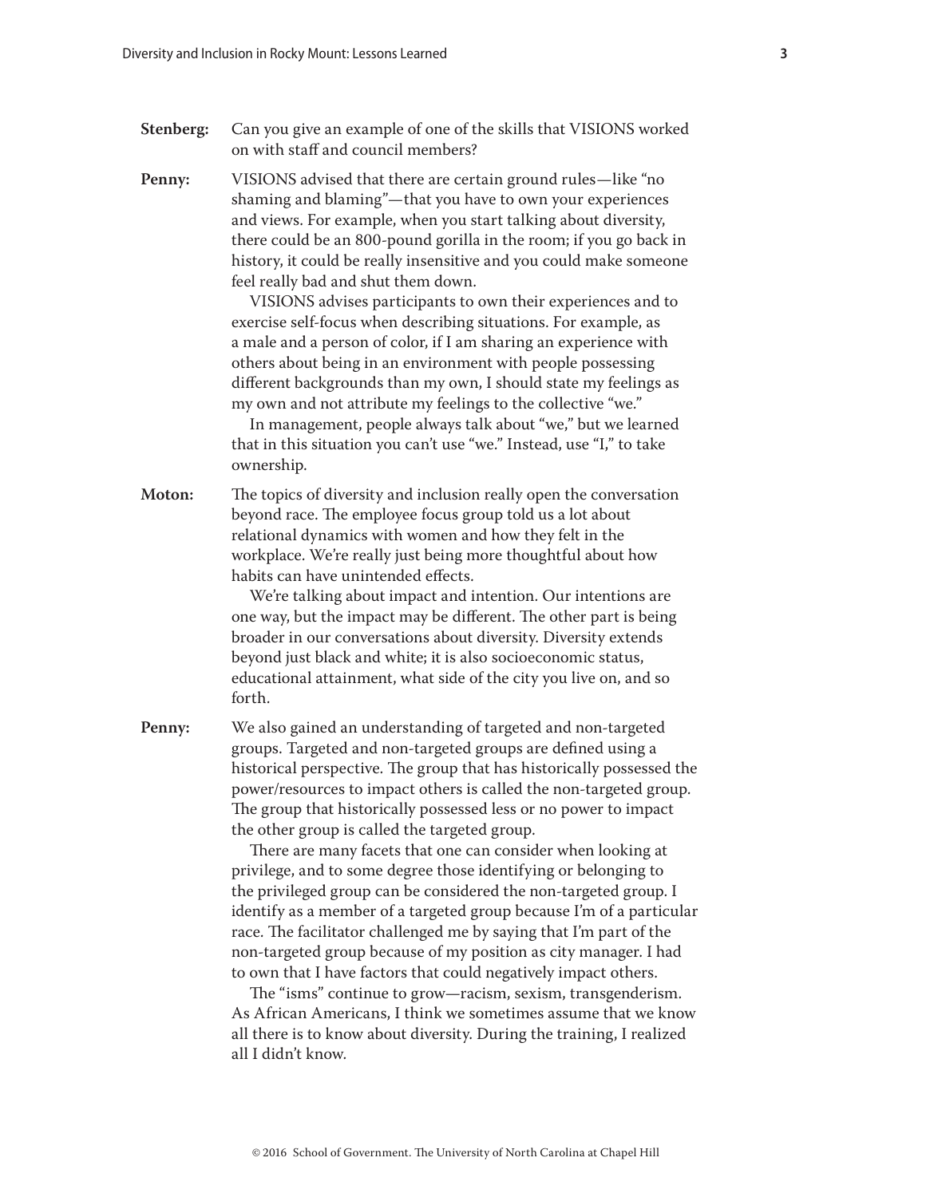**Stenberg:** Can you give an example of one of the skills that VISIONS worked on with staff and council members?

**Penny:** VISIONS advised that there are certain ground rules—like "no shaming and blaming"—that you have to own your experiences and views. For example, when you start talking about diversity, there could be an 800-pound gorilla in the room; if you go back in history, it could be really insensitive and you could make someone feel really bad and shut them down.

VISIONS advises participants to own their experiences and to exercise self-focus when describing situations. For example, as a male and a person of color, if I am sharing an experience with others about being in an environment with people possessing different backgrounds than my own, I should state my feelings as my own and not attribute my feelings to the collective "we."

In management, people always talk about "we," but we learned that in this situation you can't use "we." Instead, use "I," to take ownership.

**Moton:** The topics of diversity and inclusion really open the conversation beyond race. The employee focus group told us a lot about relational dynamics with women and how they felt in the workplace. We're really just being more thoughtful about how habits can have unintended effects.

We're talking about impact and intention. Our intentions are one way, but the impact may be different. The other part is being broader in our conversations about diversity. Diversity extends beyond just black and white; it is also socioeconomic status, educational attainment, what side of the city you live on, and so forth.

**Penny:** We also gained an understanding of targeted and non-targeted groups. Targeted and non-targeted groups are defined using a historical perspective. The group that has historically possessed the power/resources to impact others is called the non-targeted group. The group that historically possessed less or no power to impact the other group is called the targeted group.

There are many facets that one can consider when looking at privilege, and to some degree those identifying or belonging to the privileged group can be considered the non-targeted group. I identify as a member of a targeted group because I'm of a particular race. The facilitator challenged me by saying that I'm part of the non-targeted group because of my position as city manager. I had to own that I have factors that could negatively impact others.

The "isms" continue to grow—racism, sexism, transgenderism. As African Americans, I think we sometimes assume that we know all there is to know about diversity. During the training, I realized all I didn't know.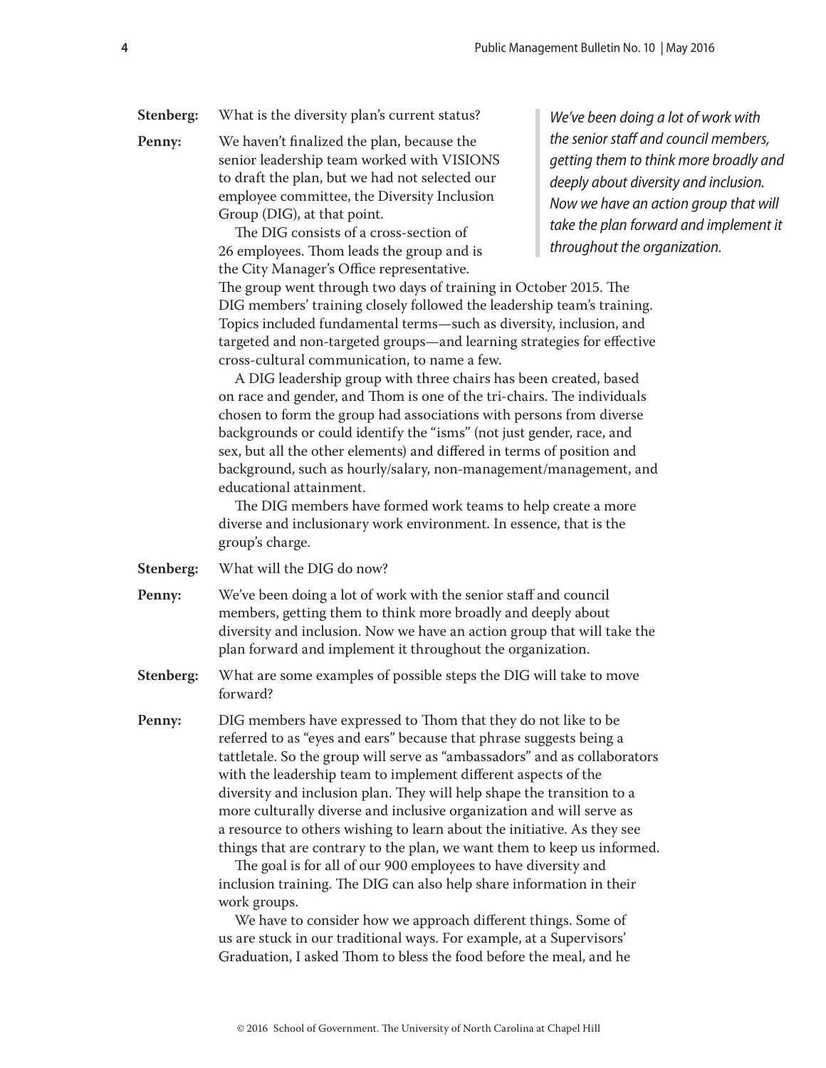**Stenberg:** What is the diversity plan's current status?

**Penny:** We haven't finalized the plan, because the senior leadership team worked with VISIONS to draft the plan, but we had not selected our employee committee, the Diversity Inclusion Group (DIG), at that point.

The DIG consists of a cross-section of 26 employees. Thom leads the group and is the City Manager's Office representative. The group went through two days of training in October 2015. The DIG members' training closely followed the leadership team's training. Topics included fundamental terms—such as diversity, inclusion, and targeted and non-targeted groups—and learning strategies for effective cross-cultural communication, to name a few.

A DIG leadership group with three chairs has been created, based on race and gender, and Thom is one of the tri-chairs. The individuals chosen to form the group had associations with persons from diverse backgrounds or could identify the "isms" (not just gender, race, and sex, but all the other elements) and differed in terms of position and background, such as hourly/salary, non-management/management, and educational attainment.

The DIG members have formed work teams to help create a more diverse and inclusionary work environment. In essence, that is the group's charge.

> *We've been doing a lot of work with the senior staff and council members, getting them to think more broadly and deeply about diversity and inclusion. Now we have an action group that will take the plan forward and implement it throughout the organization.*

**Stenberg:** What will the DIG do now?

**Penny:** We've been doing a lot of work with the senior staff and council members, getting them to think more broadly and deeply about diversity and inclusion. Now we have an action group that will take the plan forward and implement it throughout the organization.

**Stenberg:** What are some examples of possible steps the DIG will take to move forward?

**Penny:** DIG members have expressed to Thom that they do not like to be referred to as "eyes and ears" because that phrase suggests being a tattletale. So the group will serve as "ambassadors" and as collaborators with the leadership team to implement different aspects of the diversity and inclusion plan. They will help shape the transition to a more culturally diverse and inclusive organization and will serve as a resource to others wishing to learn about the initiative. As they see things that are contrary to the plan, we want them to keep us informed.

The goal is for all of our 900 employees to have diversity and inclusion training. The DIG can also help share information in their work groups.

We have to consider how we approach different things. Some of us are stuck in our traditional ways. For example, at a Supervisors' Graduation, I asked Thom to bless the food before the meal, and he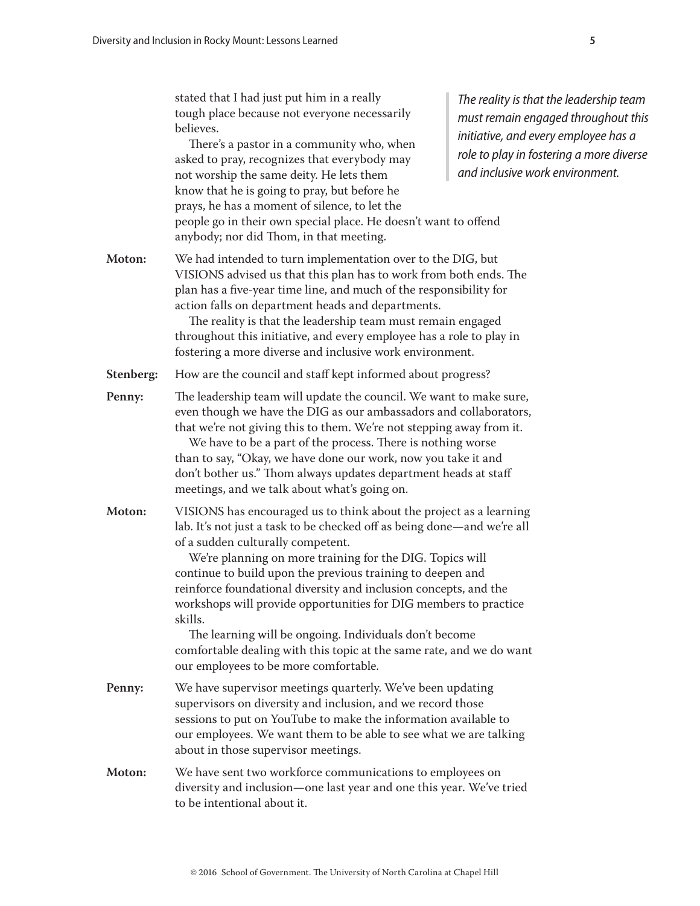stated that I had just put him in a really tough place because not everyone necessarily believes.

There's a pastor in a community who, when asked to pray, recognizes that everybody may not worship the same deity. He lets them know that he is going to pray, but before he prays, he has a moment of silence, to let the people go in their own special place. He doesn't want to offend anybody; nor did Thom, in that meeting.

> *The reality is that the leadership team must remain engaged throughout this initiative, and every employee has a role to play in fostering a more diverse and inclusive work environment.*

**Moton:** We had intended to turn implementation over to the DIG, but VISIONS advised us that this plan has to work from both ends. The plan has a five-year time line, and much of the responsibility for action falls on department heads and departments.

The reality is that the leadership team must remain engaged throughout this initiative, and every employee has a role to play in fostering a more diverse and inclusive work environment.

**Stenberg:** How are the council and staff kept informed about progress?

**Penny:** The leadership team will update the council. We want to make sure, even though we have the DIG as our ambassadors and collaborators, that we're not giving this to them. We're not stepping away from it.

We have to be a part of the process. There is nothing worse than to say, "Okay, we have done our work, now you take it and don't bother us." Thom always updates department heads at staff meetings, and we talk about what's going on.

**Moton:** VISIONS has encouraged us to think about the project as a learning lab. It's not just a task to be checked off as being done—and we're all of a sudden culturally competent.

We're planning on more training for the DIG. Topics will continue to build upon the previous training to deepen and reinforce foundational diversity and inclusion concepts, and the workshops will provide opportunities for DIG members to practice skills.

The learning will be ongoing. Individuals don't become comfortable dealing with this topic at the same rate, and we do want our employees to be more comfortable.

**Penny:** We have supervisor meetings quarterly. We've been updating supervisors on diversity and inclusion, and we record those sessions to put on YouTube to make the information available to our employees. We want them to be able to see what we are talking about in those supervisor meetings.

**Moton:** We have sent two workforce communications to employees on diversity and inclusion—one last year and one this year. We've tried to be intentional about it.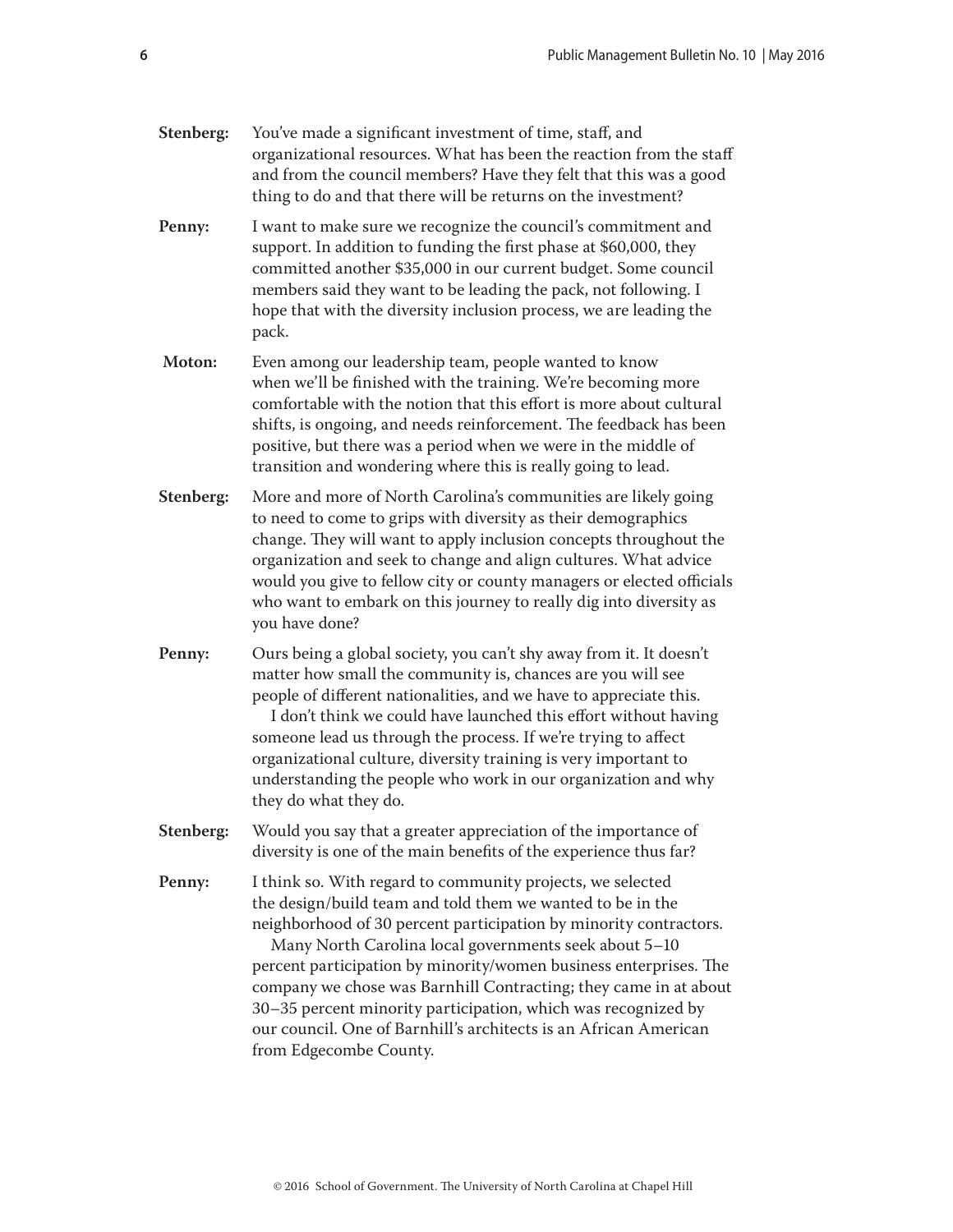**Stenberg:** You've made a significant investment of time, staff, and organizational resources. What has been the reaction from the staff and from the council members? Have they felt that this was a good thing to do and that there will be returns on the investment?

**Penny:** I want to make sure we recognize the council's commitment and support. In addition to funding the first phase at $60,000, they committed another $35,000 in our current budget. Some council members said they want to be leading the pack, not following. I hope that with the diversity inclusion process, we are leading the pack.

**Moton:** Even among our leadership team, people wanted to know when we'll be finished with the training. We're becoming more comfortable with the notion that this effort is more about cultural shifts, is ongoing, and needs reinforcement. The feedback has been positive, but there was a period when we were in the middle of transition and wondering where this is really going to lead.

**Stenberg:** More and more of North Carolina's communities are likely going to need to come to grips with diversity as their demographics change. They will want to apply inclusion concepts throughout the organization and seek to change and align cultures. What advice would you give to fellow city or county managers or elected officials who want to embark on this journey to really dig into diversity as you have done?

**Penny:** Ours being a global society, you can't shy away from it. It doesn't matter how small the community is, chances are you will see people of different nationalities, and we have to appreciate this.

I don't think we could have launched this effort without having someone lead us through the process. If we're trying to affect organizational culture, diversity training is very important to understanding the people who work in our organization and why they do what they do.

**Stenberg:** Would you say that a greater appreciation of the importance of diversity is one of the main benefits of the experience thus far?

**Penny:** I think so. With regard to community projects, we selected the design/build team and told them we wanted to be in the neighborhood of 30 percent participation by minority contractors.

Many North Carolina local governments seek about 5–10 percent participation by minority/women business enterprises. The company we chose was Barnhill Contracting; they came in at about 30–35 percent minority participation, which was recognized by our council. One of Barnhill's architects is an African American from Edgecombe County.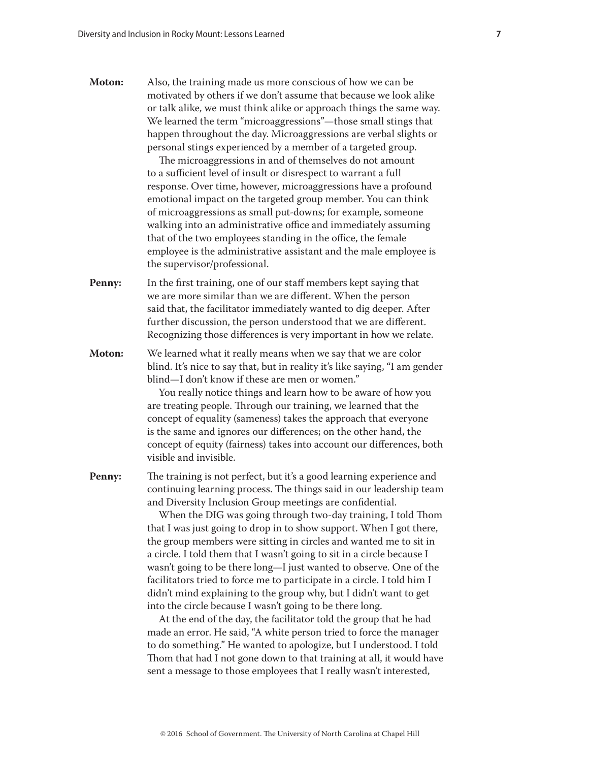**Moton:** Also, the training made us more conscious of how we can be motivated by others if we don't assume that because we look alike or talk alike, we must think alike or approach things the same way. We learned the term "microaggressions"—those small stings that happen throughout the day. Microaggressions are verbal slights or personal stings experienced by a member of a targeted group.

The microaggressions in and of themselves do not amount to a sufficient level of insult or disrespect to warrant a full response. Over time, however, microaggressions have a profound emotional impact on the targeted group member. You can think of microaggressions as small put-downs; for example, someone walking into an administrative office and immediately assuming that of the two employees standing in the office, the female employee is the administrative assistant and the male employee is the supervisor/professional.

**Penny:** In the first training, one of our staff members kept saying that we are more similar than we are different. When the person said that, the facilitator immediately wanted to dig deeper. After further discussion, the person understood that we are different. Recognizing those differences is very important in how we relate.

**Moton:** We learned what it really means when we say that we are color blind. It's nice to say that, but in reality it's like saying, "I am gender blind—I don't know if these are men or women."

You really notice things and learn how to be aware of how you are treating people. Through our training, we learned that the concept of equality (sameness) takes the approach that everyone is the same and ignores our differences; on the other hand, the concept of equity (fairness) takes into account our differences, both visible and invisible.

**Penny:** The training is not perfect, but it's a good learning experience and continuing learning process. The things said in our leadership team and Diversity Inclusion Group meetings are confidential.

When the DIG was going through two-day training, I told Thom that I was just going to drop in to show support. When I got there, the group members were sitting in circles and wanted me to sit in a circle. I told them that I wasn't going to sit in a circle because I wasn't going to be there long—I just wanted to observe. One of the facilitators tried to force me to participate in a circle. I told him I didn't mind explaining to the group why, but I didn't want to get into the circle because I wasn't going to be there long.

At the end of the day, the facilitator told the group that he had made an error. He said, "A white person tried to force the manager to do something." He wanted to apologize, but I understood. I told Thom that had I not gone down to that training at all, it would have sent a message to those employees that I really wasn't interested,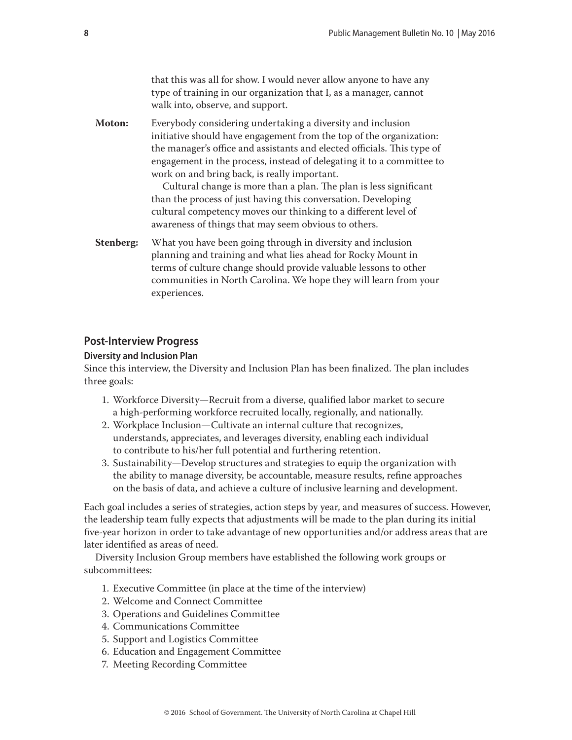that this was all for show. I would never allow anyone to have any type of training in our organization that I, as a manager, cannot walk into, observe, and support.

**Moton:** Everybody considering undertaking a diversity and inclusion initiative should have engagement from the top of the organization: the manager's office and assistants and elected officials. This type of engagement in the process, instead of delegating it to a committee to work on and bring back, is really important.

Cultural change is more than a plan. The plan is less significant than the process of just having this conversation. Developing cultural competency moves our thinking to a different level of awareness of things that may seem obvious to others.

**Stenberg:** What you have been going through in diversity and inclusion planning and training and what lies ahead for Rocky Mount in terms of culture change should provide valuable lessons to other communities in North Carolina. We hope they will learn from your experiences.

## Post-Interview Progress

### Diversity and Inclusion Plan

Since this interview, the Diversity and Inclusion Plan has been finalized. The plan includes three goals:

1. Workforce Diversity—Recruit from a diverse, qualified labor market to secure a high-performing workforce recruited locally, regionally, and nationally.
2. Workplace Inclusion—Cultivate an internal culture that recognizes, understands, appreciates, and leverages diversity, enabling each individual to contribute to his/her full potential and furthering retention.
3. Sustainability—Develop structures and strategies to equip the organization with the ability to manage diversity, be accountable, measure results, refine approaches on the basis of data, and achieve a culture of inclusive learning and development.

Each goal includes a series of strategies, action steps by year, and measures of success. However, the leadership team fully expects that adjustments will be made to the plan during its initial five-year horizon in order to take advantage of new opportunities and/or address areas that are later identified as areas of need.

Diversity Inclusion Group members have established the following work groups or subcommittees:

1. Executive Committee (in place at the time of the interview)
2. Welcome and Connect Committee
3. Operations and Guidelines Committee
4. Communications Committee
5. Support and Logistics Committee
6. Education and Engagement Committee
7. Meeting Recording Committee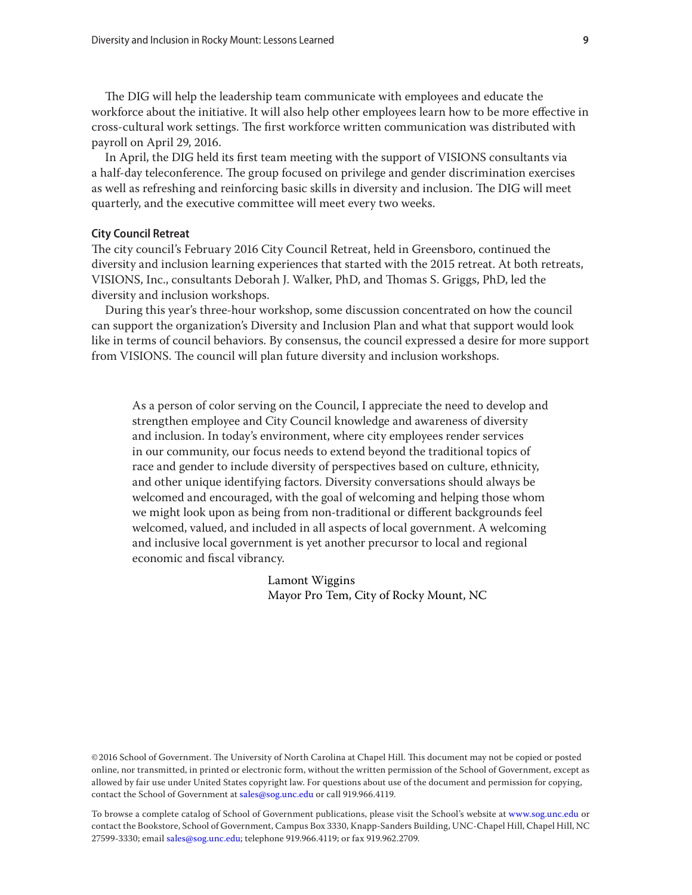The DIG will help the leadership team communicate with employees and educate the workforce about the initiative. It will also help other employees learn how to be more effective in cross-cultural work settings. The first workforce written communication was distributed with payroll on April 29, 2016.

In April, the DIG held its first team meeting with the support of VISIONS consultants via a half-day teleconference. The group focused on privilege and gender discrimination exercises as well as refreshing and reinforcing basic skills in diversity and inclusion. The DIG will meet quarterly, and the executive committee will meet every two weeks.

### City Council Retreat

The city council's February 2016 City Council Retreat, held in Greensboro, continued the diversity and inclusion learning experiences that started with the 2015 retreat. At both retreats, VISIONS, Inc., consultants Deborah J. Walker, PhD, and Thomas S. Griggs, PhD, led the diversity and inclusion workshops.

During this year's three-hour workshop, some discussion concentrated on how the council can support the organization's Diversity and Inclusion Plan and what that support would look like in terms of council behaviors. By consensus, the council expressed a desire for more support from VISIONS. The council will plan future diversity and inclusion workshops.

> As a person of color serving on the Council, I appreciate the need to develop and strengthen employee and City Council knowledge and awareness of diversity and inclusion. In today's environment, where city employees render services in our community, our focus needs to extend beyond the traditional topics of race and gender to include diversity of perspectives based on culture, ethnicity, and other unique identifying factors. Diversity conversations should always be welcomed and encouraged, with the goal of welcoming and helping those whom we might look upon as being from non-traditional or different backgrounds feel welcomed, valued, and included in all aspects of local government. A welcoming and inclusive local government is yet another precursor to local and regional economic and fiscal vibrancy.
>
> Lamont Wiggins
> Mayor Pro Tem, City of Rocky Mount, NC

©2016 School of Government. The University of North Carolina at Chapel Hill. This document may not be copied or posted online, nor transmitted, in printed or electronic form, without the written permission of the School of Government, except as allowed by fair use under United States copyright law. For questions about use of the document and permission for copying, contact the School of Government at sales@sog.unc.edu or call 919.966.4119.

To browse a complete catalog of School of Government publications, please visit the School's website at www.sog.unc.edu or contact the Bookstore, School of Government, Campus Box 3330, Knapp-Sanders Building, UNC-Chapel Hill, Chapel Hill, NC 27599-3330; email sales@sog.unc.edu; telephone 919.966.4119; or fax 919.962.2709.